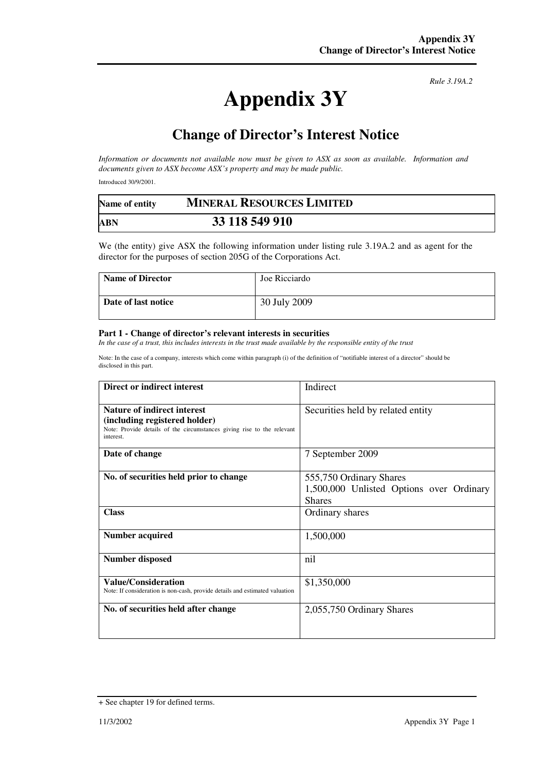*Rule 3.19A.2*

# Appendix 3Y

## Change of Director's Interest Notice

*Information or documents not available now must be given to ASX as soon as available. Information and documents given to ASX become ASX's property and may be made public.*

Introduced 30/9/2001.

| Name of entity | MINERAL RESOURCES LIMITED |
|---|---|
| ABN | 33 118 549 910 |

We (the entity) give ASX the following information under listing rule 3.19A.2 and as agent for the director for the purposes of section 205G of the Corporations Act.

| Name of Director | Joe Ricciardo |
|---|---|
| Date of last notice | 30 July 2009 |

#### Part 1 - Change of director's relevant interests in securities

*In the case of a trust, this includes interests in the trust made available by the responsible entity of the trust*

Note: In the case of a company, interests which come within paragraph (i) of the definition of "notifiable interest of a director" should be disclosed in this part.

| Direct or indirect interest | Indirect |
|---|---|
| **Nature of indirect interest (including registered holder)**<br>Note: Provide details of the circumstances giving rise to the relevant interest. | Securities held by related entity |
| **Date of change** | 7 September 2009 |
| **No. of securities held prior to change** | 555,750 Ordinary Shares<br>1,500,000 Unlisted Options over Ordinary Shares |
| **Class** | Ordinary shares |
| **Number acquired** | 1,500,000 |
| **Number disposed** | nil |
| **Value/Consideration**<br>Note: If consideration is non-cash, provide details and estimated valuation | $1,350,000 |
| **No. of securities held after change** | 2,055,750 Ordinary Shares |

+ See chapter 19 for defined terms.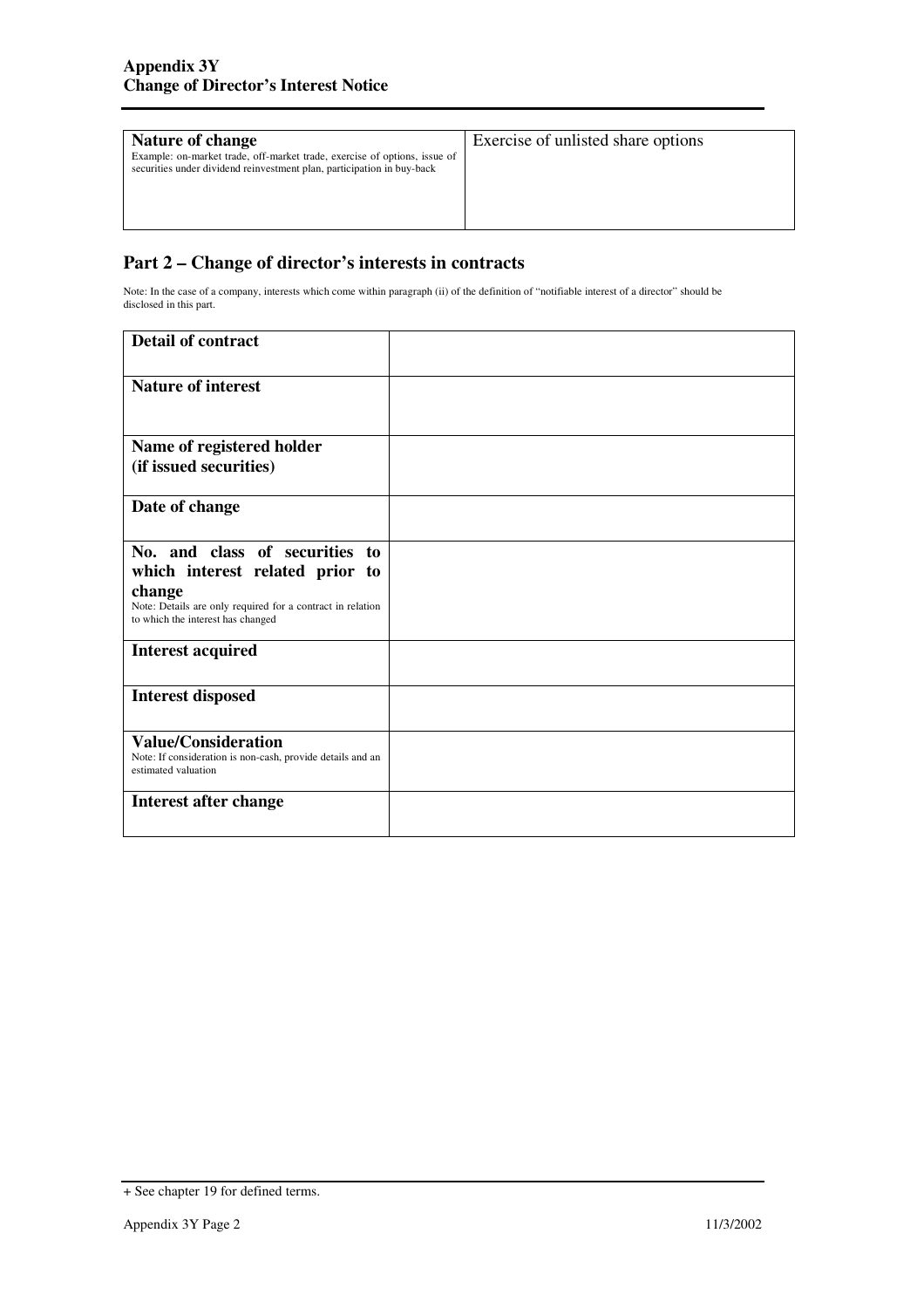| | |
|---|---|
| **Nature of change**<br>Example: on-market trade, off-market trade, exercise of options, issue of securities under dividend reinvestment plan, participation in buy-back | Exercise of unlisted share options |

## Part 2 – Change of director's interests in contracts

Note: In the case of a company, interests which come within paragraph (ii) of the definition of "notifiable interest of a director" should be disclosed in this part.

| | |
|---|---|
| **Detail of contract** | |
| **Nature of interest** | |
| **Name of registered holder (if issued securities)** | |
| **Date of change** | |
| **No. and class of securities to which interest related prior to change**<br>Note: Details are only required for a contract in relation to which the interest has changed | |
| **Interest acquired** | |
| **Interest disposed** | |
| **Value/Consideration**<br>Note: If consideration is non-cash, provide details and an estimated valuation | |
| **Interest after change** | |

+ See chapter 19 for defined terms.